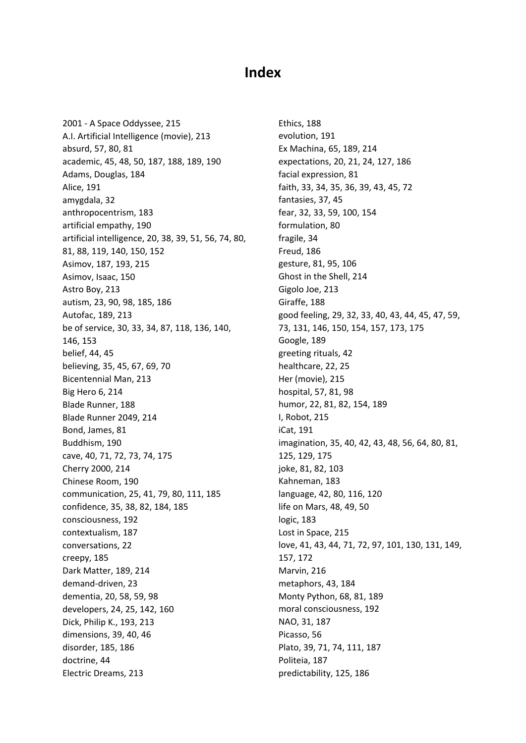# Index

2001 - A Space Oddyssee, 215
A.I. Artificial Intelligence (movie), 213
absurd, 57, 80, 81
academic, 45, 48, 50, 187, 188, 189, 190
Adams, Douglas, 184
Alice, 191
amygdala, 32
anthropocentrism, 183
artificial empathy, 190
artificial intelligence, 20, 38, 39, 51, 56, 74, 80, 81, 88, 119, 140, 150, 152
Asimov, 187, 193, 215
Asimov, Isaac, 150
Astro Boy, 213
autism, 23, 90, 98, 185, 186
Autofac, 189, 213
be of service, 30, 33, 34, 87, 118, 136, 140, 146, 153
belief, 44, 45
believing, 35, 45, 67, 69, 70
Bicentennial Man, 213
Big Hero 6, 214
Blade Runner, 188
Blade Runner 2049, 214
Bond, James, 81
Buddhism, 190
cave, 40, 71, 72, 73, 74, 175
Cherry 2000, 214
Chinese Room, 190
communication, 25, 41, 79, 80, 111, 185
confidence, 35, 38, 82, 184, 185
consciousness, 192
contextualism, 187
conversations, 22
creepy, 185
Dark Matter, 189, 214
demand-driven, 23
dementia, 20, 58, 59, 98
developers, 24, 25, 142, 160
Dick, Philip K., 193, 213
dimensions, 39, 40, 46
disorder, 185, 186
doctrine, 44
Electric Dreams, 213
Ethics, 188
evolution, 191
Ex Machina, 65, 189, 214
expectations, 20, 21, 24, 127, 186
facial expression, 81
faith, 33, 34, 35, 36, 39, 43, 45, 72
fantasies, 37, 45
fear, 32, 33, 59, 100, 154
formulation, 80
fragile, 34
Freud, 186
gesture, 81, 95, 106
Ghost in the Shell, 214
Gigolo Joe, 213
Giraffe, 188
good feeling, 29, 32, 33, 40, 43, 44, 45, 47, 59, 73, 131, 146, 150, 154, 157, 173, 175
Google, 189
greeting rituals, 42
healthcare, 22, 25
Her (movie), 215
hospital, 57, 81, 98
humor, 22, 81, 82, 154, 189
I, Robot, 215
iCat, 191
imagination, 35, 40, 42, 43, 48, 56, 64, 80, 81, 125, 129, 175
joke, 81, 82, 103
Kahneman, 183
language, 42, 80, 116, 120
life on Mars, 48, 49, 50
logic, 183
Lost in Space, 215
love, 41, 43, 44, 71, 72, 97, 101, 130, 131, 149, 157, 172
Marvin, 216
metaphors, 43, 184
Monty Python, 68, 81, 189
moral consciousness, 192
NAO, 31, 187
Picasso, 56
Plato, 39, 71, 74, 111, 187
Politeia, 187
predictability, 125, 186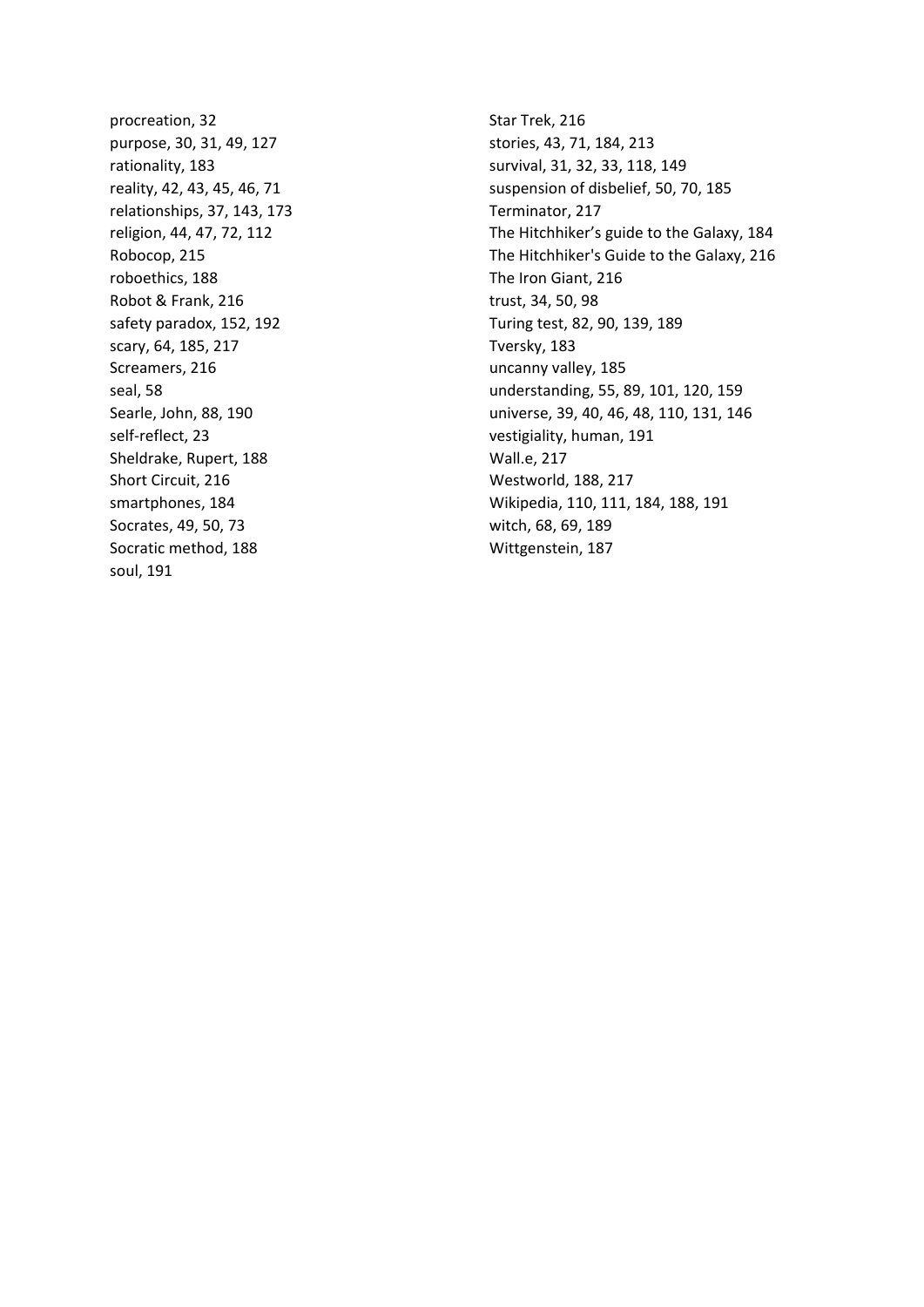procreation, 32
purpose, 30, 31, 49, 127
rationality, 183
reality, 42, 43, 45, 46, 71
relationships, 37, 143, 173
religion, 44, 47, 72, 112
Robocop, 215
roboethics, 188
Robot & Frank, 216
safety paradox, 152, 192
scary, 64, 185, 217
Screamers, 216
seal, 58
Searle, John, 88, 190
self-reflect, 23
Sheldrake, Rupert, 188
Short Circuit, 216
smartphones, 184
Socrates, 49, 50, 73
Socratic method, 188
soul, 191
Star Trek, 216
stories, 43, 71, 184, 213
survival, 31, 32, 33, 118, 149
suspension of disbelief, 50, 70, 185
Terminator, 217
The Hitchhiker’s guide to the Galaxy, 184
The Hitchhiker's Guide to the Galaxy, 216
The Iron Giant, 216
trust, 34, 50, 98
Turing test, 82, 90, 139, 189
Tversky, 183
uncanny valley, 185
understanding, 55, 89, 101, 120, 159
universe, 39, 40, 46, 48, 110, 131, 146
vestigiality, human, 191
Wall.e, 217
Westworld, 188, 217
Wikipedia, 110, 111, 184, 188, 191
witch, 68, 69, 189
Wittgenstein, 187